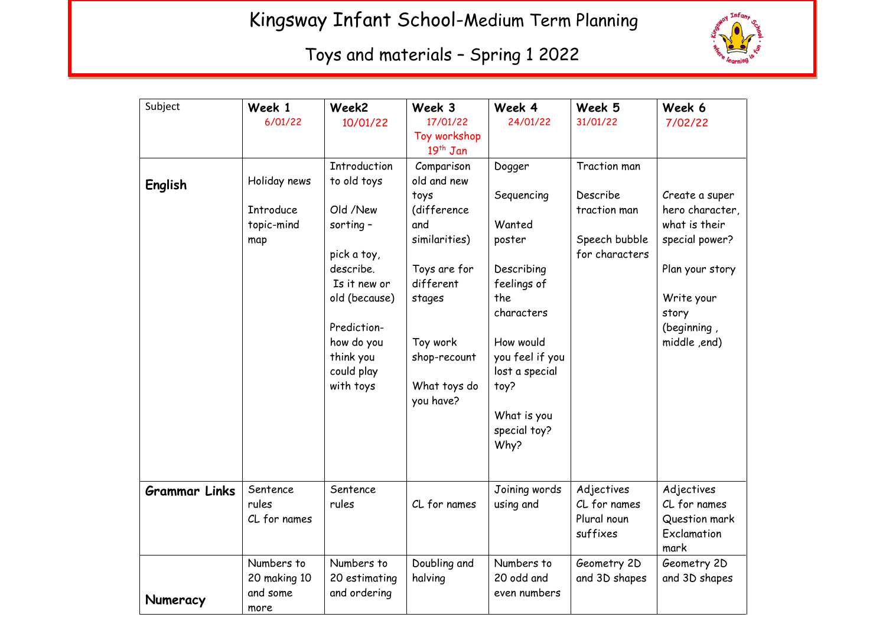# Kingsway Infant School-Medium Term Planning

## Toys and materials – Spring 1 2022

| Subject | Week 1 6/01/22 | Week2 10/01/22 | Week 3 17/01/22 Toy workshop 19th Jan | Week 4 24/01/22 | Week 5 31/01/22 | Week 6 7/02/22 |
|---|---|---|---|---|---|---|
| **English** | Holiday news<br><br>Introduce topic-mind map | Introduction to old toys<br><br>Old /New sorting –<br><br>pick a toy, describe. Is it new or old (because)<br><br>Prediction- how do you think you could play with toys | Comparison old and new toys (difference and similarities)<br><br>Toys are for different stages<br><br>Toy work shop-recount<br><br>What toys do you have? | Dogger<br><br>Sequencing<br><br>Wanted poster<br><br>Describing feelings of the characters<br><br>How would you feel if you lost a special toy?<br><br>What is you special toy? Why? | Traction man<br><br>Describe traction man<br><br>Speech bubble for characters | Create a super hero character, what is their special power?<br><br>Plan your story<br><br>Write your story (beginning , middle ,end) |
| **Grammar Links** | Sentence rules<br>CL for names | Sentence rules | CL for names | Joining words using and | Adjectives<br>CL for names<br>Plural noun suffixes | Adjectives<br>CL for names<br>Question mark<br>Exclamation mark |
| **Numeracy** | Numbers to 20 making 10 and some more | Numbers to 20 estimating and ordering | Doubling and halving | Numbers to 20 odd and even numbers | Geometry 2D and 3D shapes | Geometry 2D and 3D shapes |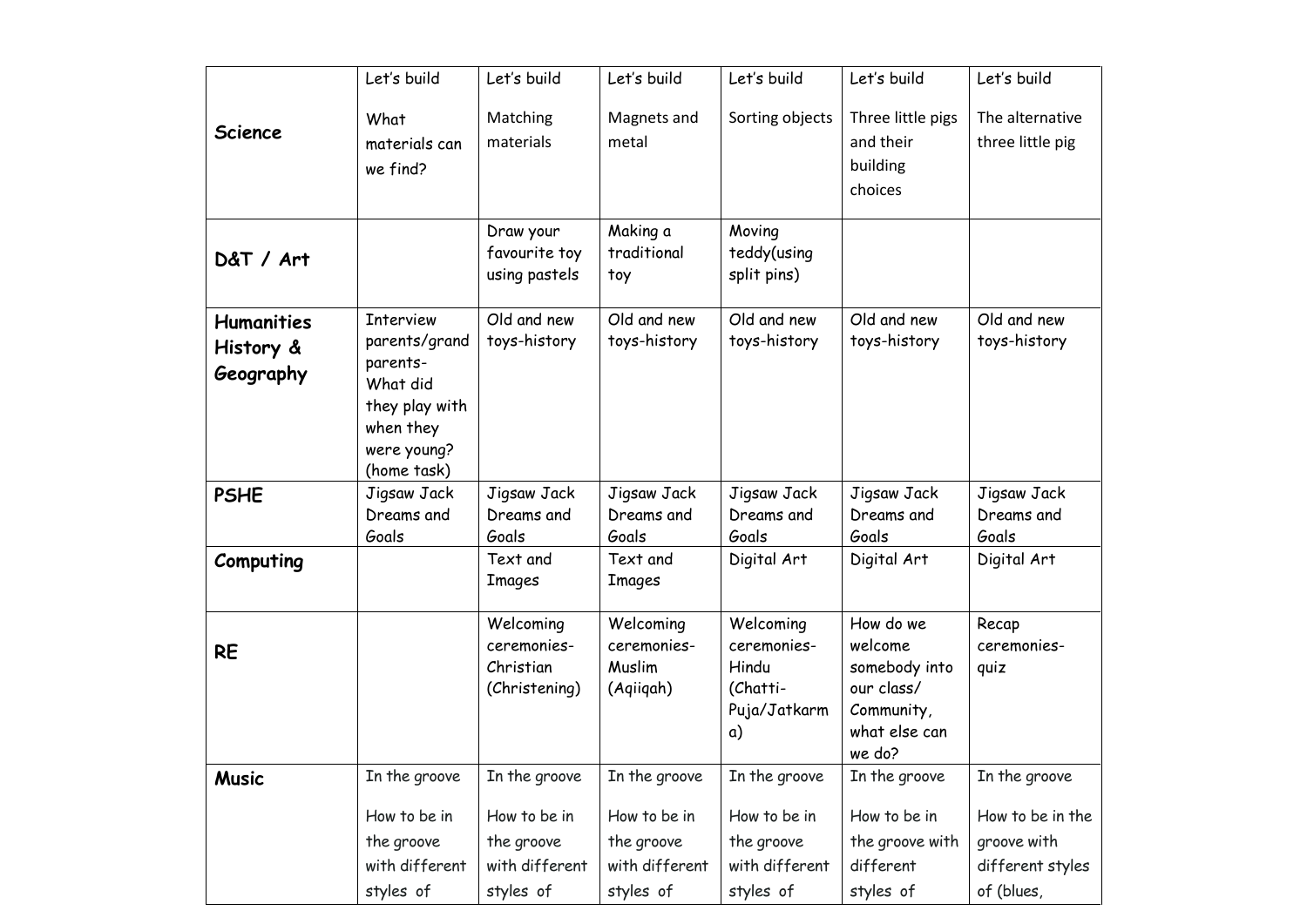| | | | | | | |
|---|---|---|---|---|---|---|
| **Science** | Let's build<br><br>What materials can we find? | Let's build<br><br>Matching materials | Let's build<br><br>Magnets and metal | Let's build<br><br>Sorting objects | Let's build<br><br>Three little pigs and their building choices | Let's build<br><br>The alternative three little pig |
| **D&T / Art** | | Draw your favourite toy using pastels | Making a traditional toy | Moving teddy(using split pins) | | |
| **Humanities History & Geography** | Interview parents/grand parents- What did they play with when they were young? (home task) | Old and new toys-history | Old and new toys-history | Old and new toys-history | Old and new toys-history | Old and new toys-history |
| **PSHE** | Jigsaw Jack Dreams and Goals | Jigsaw Jack Dreams and Goals | Jigsaw Jack Dreams and Goals | Jigsaw Jack Dreams and Goals | Jigsaw Jack Dreams and Goals | Jigsaw Jack Dreams and Goals |
| **Computing** | | Text and Images | Text and Images | Digital Art | Digital Art | Digital Art |
| **RE** | | Welcoming ceremonies- Christian (Christening) | Welcoming ceremonies- Muslim (Aqiiqah) | Welcoming ceremonies- Hindu (Chatti-Puja/Jatkarma) | How do we welcome somebody into our class/ Community, what else can we do? | Recap ceremonies- quiz |
| **Music** | In the groove<br><br>How to be in the groove with different styles of | In the groove<br><br>How to be in the groove with different styles of | In the groove<br><br>How to be in the groove with different styles of | In the groove<br><br>How to be in the groove with different styles of | In the groove<br><br>How to be in the groove with different styles of | In the groove<br><br>How to be in the groove with different styles of (blues, |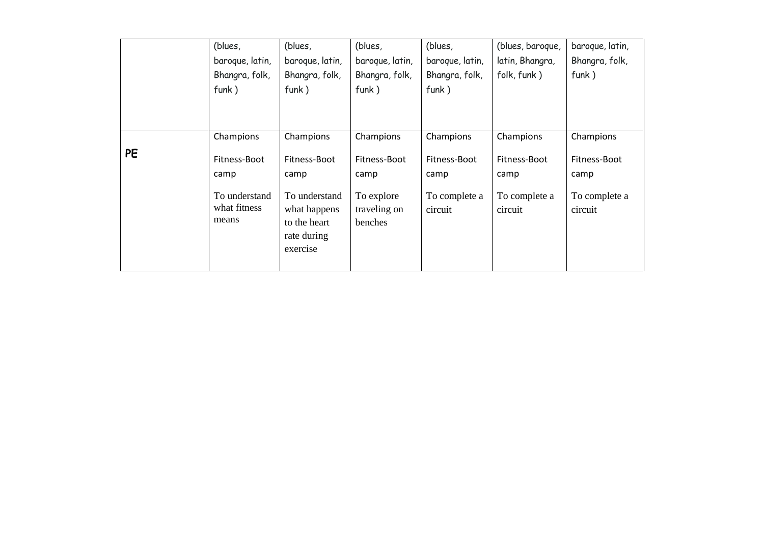| | | | | | | |
|---|---|---|---|---|---|---|
| | (blues, baroque, latin, Bhangra, folk, funk ) | (blues, baroque, latin, Bhangra, folk, funk ) | (blues, baroque, latin, Bhangra, folk, funk ) | (blues, baroque, latin, Bhangra, folk, funk ) | (blues, baroque, latin, Bhangra, folk, funk ) | baroque, latin, Bhangra, folk, funk ) |
| **PE** | Champions<br><br>Fitness-Boot camp<br><br>To understand what fitness means | Champions<br><br>Fitness-Boot camp<br><br>To understand what happens to the heart rate during exercise | Champions<br><br>Fitness-Boot camp<br><br>To explore traveling on benches | Champions<br><br>Fitness-Boot camp<br><br>To complete a circuit | Champions<br><br>Fitness-Boot camp<br><br>To complete a circuit | Champions<br><br>Fitness-Boot camp<br><br>To complete a circuit |